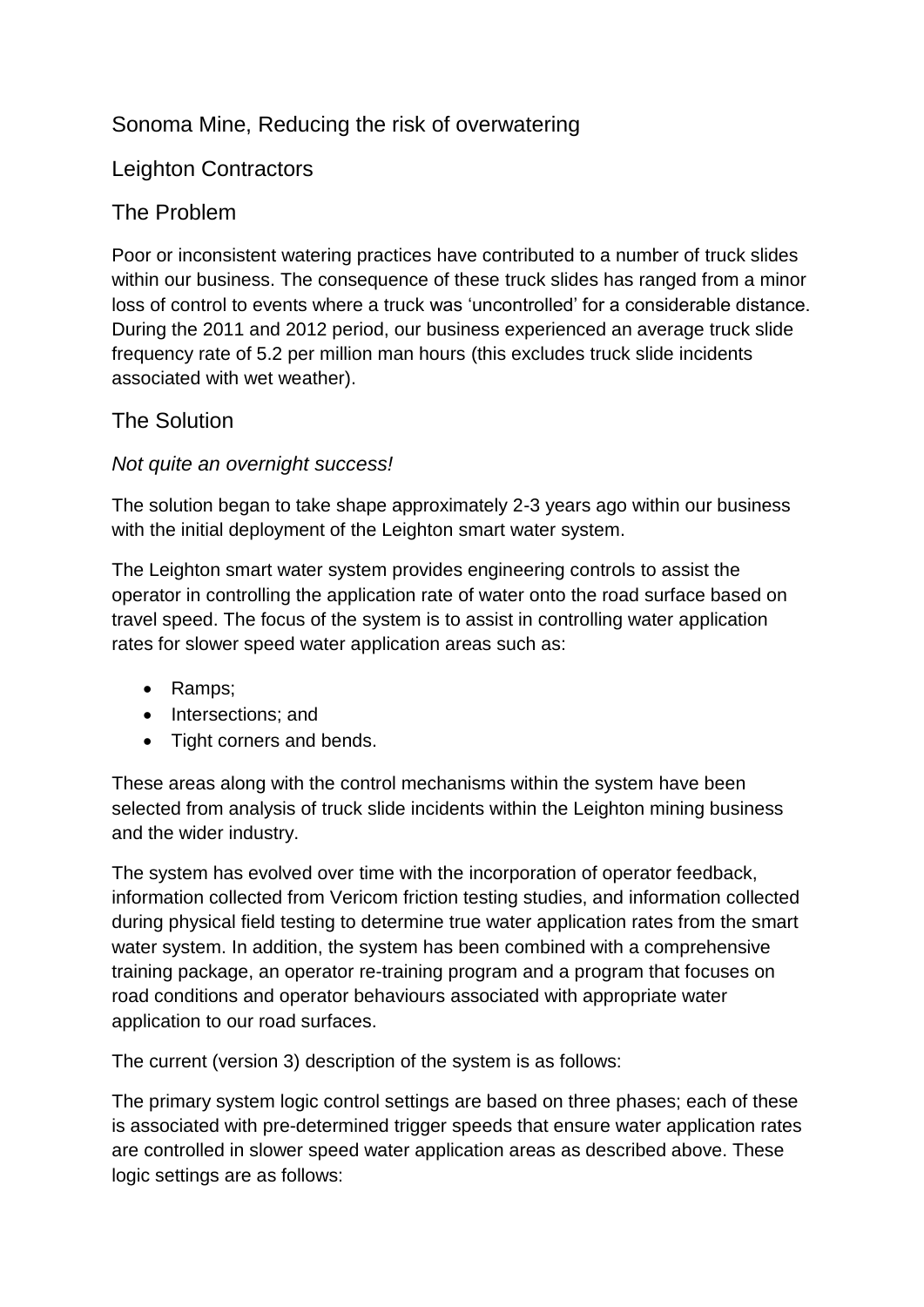# Sonoma Mine, Reducing the risk of overwatering

## Leighton Contractors

## The Problem

Poor or inconsistent watering practices have contributed to a number of truck slides within our business. The consequence of these truck slides has ranged from a minor loss of control to events where a truck was 'uncontrolled' for a considerable distance. During the 2011 and 2012 period, our business experienced an average truck slide frequency rate of 5.2 per million man hours (this excludes truck slide incidents associated with wet weather).

## The Solution

*Not quite an overnight success!*

The solution began to take shape approximately 2-3 years ago within our business with the initial deployment of the Leighton smart water system.

The Leighton smart water system provides engineering controls to assist the operator in controlling the application rate of water onto the road surface based on travel speed. The focus of the system is to assist in controlling water application rates for slower speed water application areas such as:

- Ramps;
- Intersections; and
- Tight corners and bends.

These areas along with the control mechanisms within the system have been selected from analysis of truck slide incidents within the Leighton mining business and the wider industry.

The system has evolved over time with the incorporation of operator feedback, information collected from Vericom friction testing studies, and information collected during physical field testing to determine true water application rates from the smart water system. In addition, the system has been combined with a comprehensive training package, an operator re-training program and a program that focuses on road conditions and operator behaviours associated with appropriate water application to our road surfaces.

The current (version 3) description of the system is as follows:

The primary system logic control settings are based on three phases; each of these is associated with pre-determined trigger speeds that ensure water application rates are controlled in slower speed water application areas as described above. These logic settings are as follows: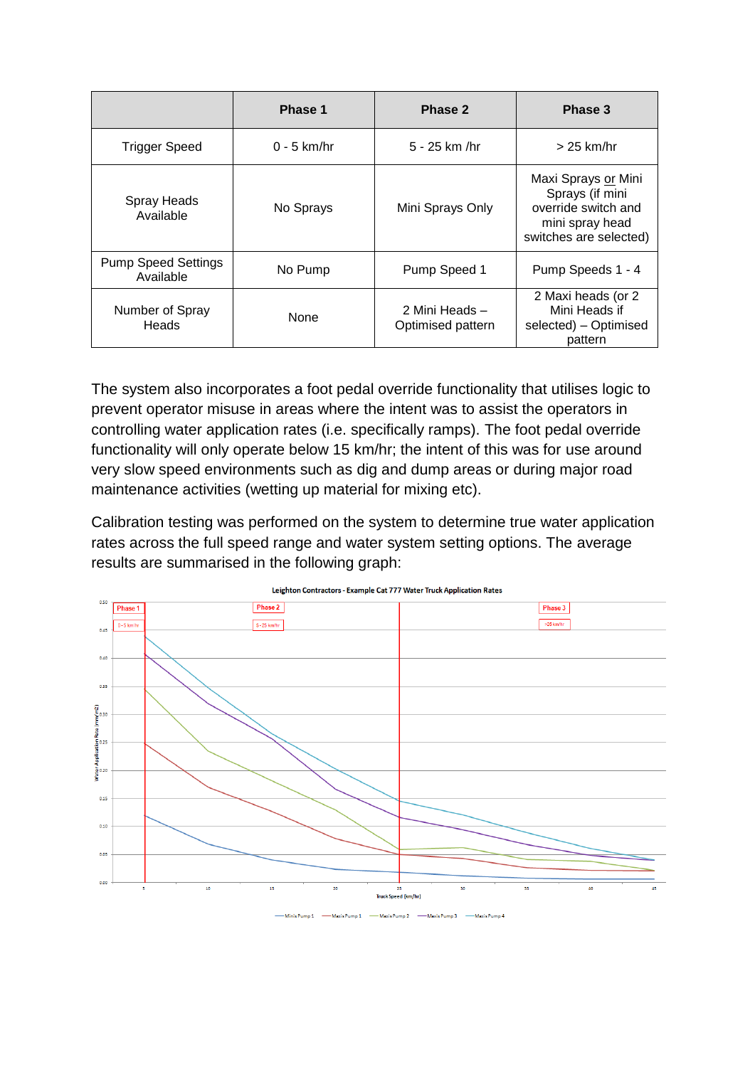| | Phase 1 | Phase 2 | Phase 3 |
|---|---|---|---|
| Trigger Speed | 0 - 5 km/hr | 5 - 25 km /hr | > 25 km/hr |
| Spray Heads Available | No Sprays | Mini Sprays Only | Maxi Sprays or Mini Sprays (if mini override switch and mini spray head switches are selected) |
| Pump Speed Settings Available | No Pump | Pump Speed 1 | Pump Speeds 1 - 4 |
| Number of Spray Heads | None | 2 Mini Heads – Optimised pattern | 2 Maxi heads (or 2 Mini Heads if selected) – Optimised pattern |

The system also incorporates a foot pedal override functionality that utilises logic to prevent operator misuse in areas where the intent was to assist the operators in controlling water application rates (i.e. specifically ramps). The foot pedal override functionality will only operate below 15 km/hr; the intent of this was for use around very slow speed environments such as dig and dump areas or during major road maintenance activities (wetting up material for mixing etc).

Calibration testing was performed on the system to determine true water application rates across the full speed range and water system setting options. The average results are summarised in the following graph:

Leighton Contractors - Example Cat 777 Water Truck Application Rates

Phase 1 (0 - 5 km/hr) | Phase 2 (5 - 25 km/hr) | Phase 3 (>25 km/hr)

Y-axis: Water Application Rate (mm/m2) — X-axis: Truck Speed (km/hr)

Legend: Minis Pump 1, Maxis Pump 1, Maxis Pump 2, Maxis Pump 3, Maxis Pump 4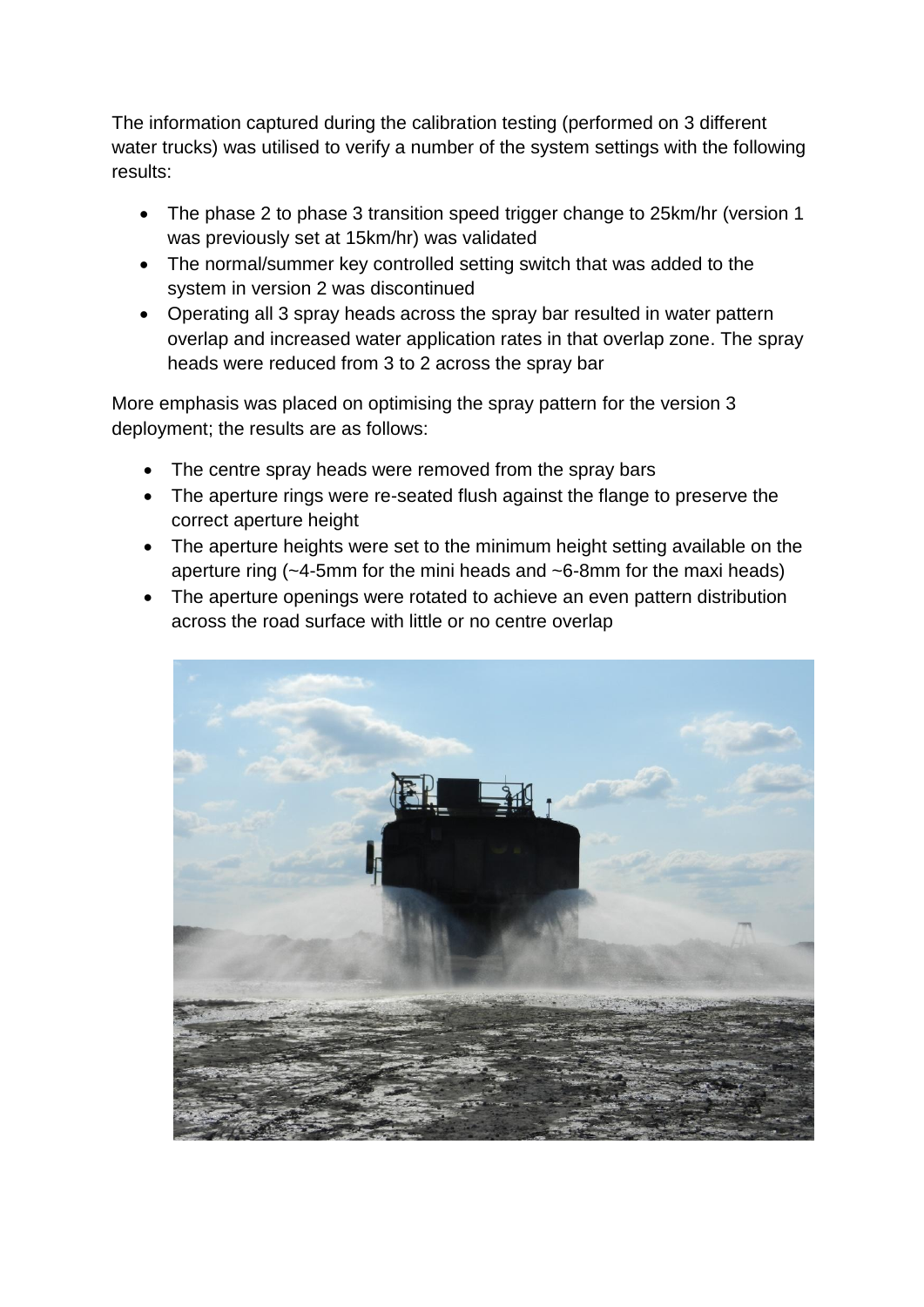The information captured during the calibration testing (performed on 3 different water trucks) was utilised to verify a number of the system settings with the following results:

- The phase 2 to phase 3 transition speed trigger change to 25km/hr (version 1 was previously set at 15km/hr) was validated
- The normal/summer key controlled setting switch that was added to the system in version 2 was discontinued
- Operating all 3 spray heads across the spray bar resulted in water pattern overlap and increased water application rates in that overlap zone. The spray heads were reduced from 3 to 2 across the spray bar

More emphasis was placed on optimising the spray pattern for the version 3 deployment; the results are as follows:

- The centre spray heads were removed from the spray bars
- The aperture rings were re-seated flush against the flange to preserve the correct aperture height
- The aperture heights were set to the minimum height setting available on the aperture ring (~4-5mm for the mini heads and ~6-8mm for the maxi heads)
- The aperture openings were rotated to achieve an even pattern distribution across the road surface with little or no centre overlap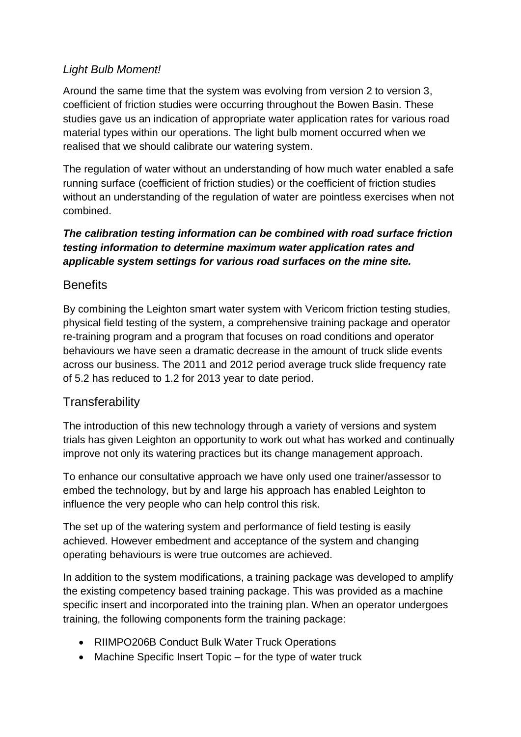*Light Bulb Moment!*

Around the same time that the system was evolving from version 2 to version 3, coefficient of friction studies were occurring throughout the Bowen Basin. These studies gave us an indication of appropriate water application rates for various road material types within our operations. The light bulb moment occurred when we realised that we should calibrate our watering system.

The regulation of water without an understanding of how much water enabled a safe running surface (coefficient of friction studies) or the coefficient of friction studies without an understanding of the regulation of water are pointless exercises when not combined.

***The calibration testing information can be combined with road surface friction testing information to determine maximum water application rates and applicable system settings for various road surfaces on the mine site.***

## Benefits

By combining the Leighton smart water system with Vericom friction testing studies, physical field testing of the system, a comprehensive training package and operator re-training program and a program that focuses on road conditions and operator behaviours we have seen a dramatic decrease in the amount of truck slide events across our business. The 2011 and 2012 period average truck slide frequency rate of 5.2 has reduced to 1.2 for 2013 year to date period.

## Transferability

The introduction of this new technology through a variety of versions and system trials has given Leighton an opportunity to work out what has worked and continually improve not only its watering practices but its change management approach.

To enhance our consultative approach we have only used one trainer/assessor to embed the technology, but by and large his approach has enabled Leighton to influence the very people who can help control this risk.

The set up of the watering system and performance of field testing is easily achieved. However embedment and acceptance of the system and changing operating behaviours is were true outcomes are achieved.

In addition to the system modifications, a training package was developed to amplify the existing competency based training package. This was provided as a machine specific insert and incorporated into the training plan. When an operator undergoes training, the following components form the training package:

- RIIMPO206B Conduct Bulk Water Truck Operations
- Machine Specific Insert Topic – for the type of water truck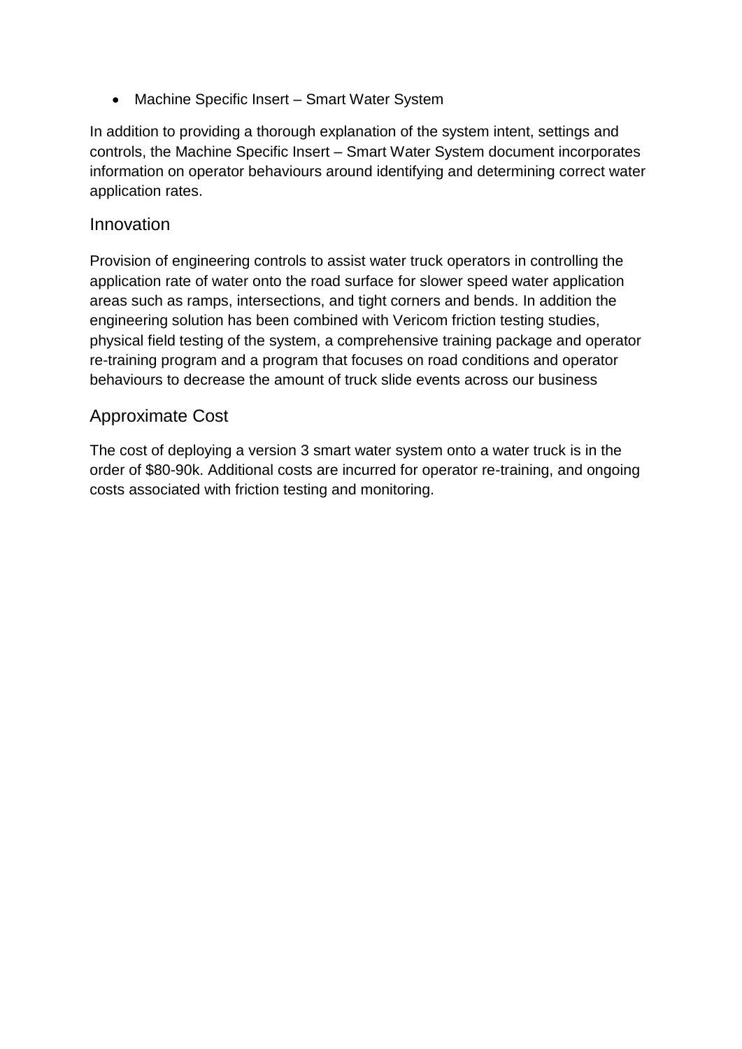- Machine Specific Insert – Smart Water System

In addition to providing a thorough explanation of the system intent, settings and controls, the Machine Specific Insert – Smart Water System document incorporates information on operator behaviours around identifying and determining correct water application rates.

## Innovation

Provision of engineering controls to assist water truck operators in controlling the application rate of water onto the road surface for slower speed water application areas such as ramps, intersections, and tight corners and bends. In addition the engineering solution has been combined with Vericom friction testing studies, physical field testing of the system, a comprehensive training package and operator re-training program and a program that focuses on road conditions and operator behaviours to decrease the amount of truck slide events across our business

## Approximate Cost

The cost of deploying a version 3 smart water system onto a water truck is in the order of $80-90k. Additional costs are incurred for operator re-training, and ongoing costs associated with friction testing and monitoring.